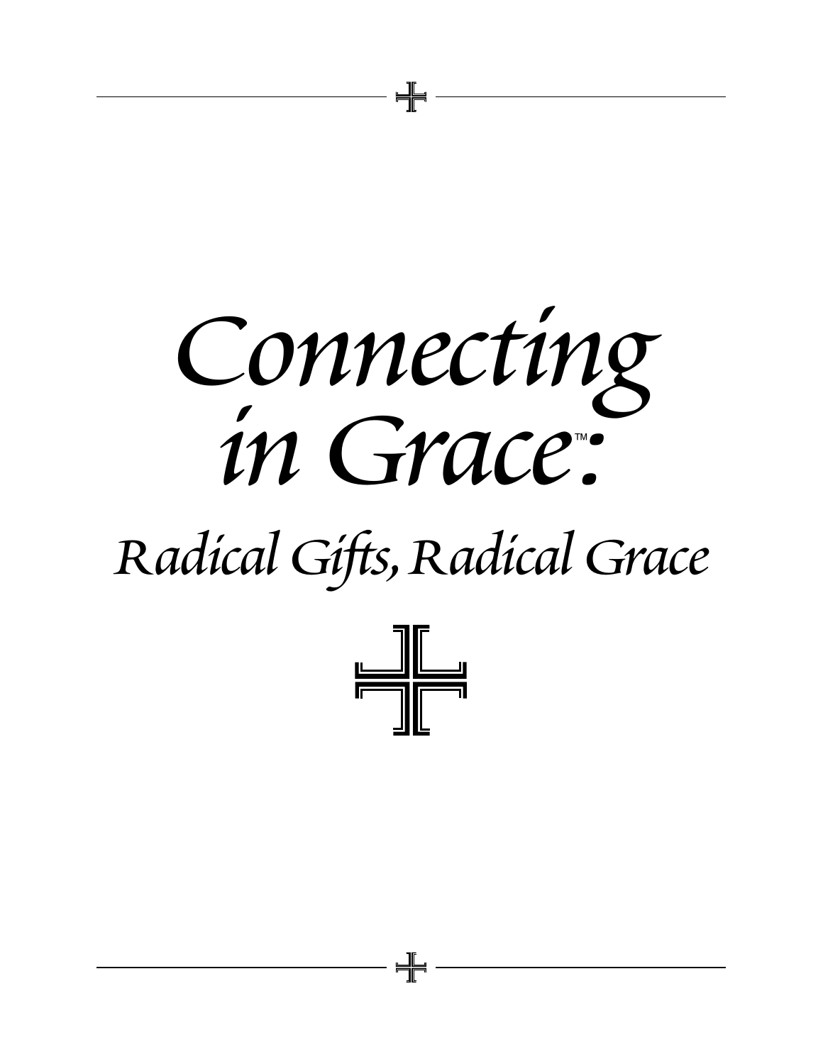# Connecting in Grace™:

## Radical Gifts, Radical Grace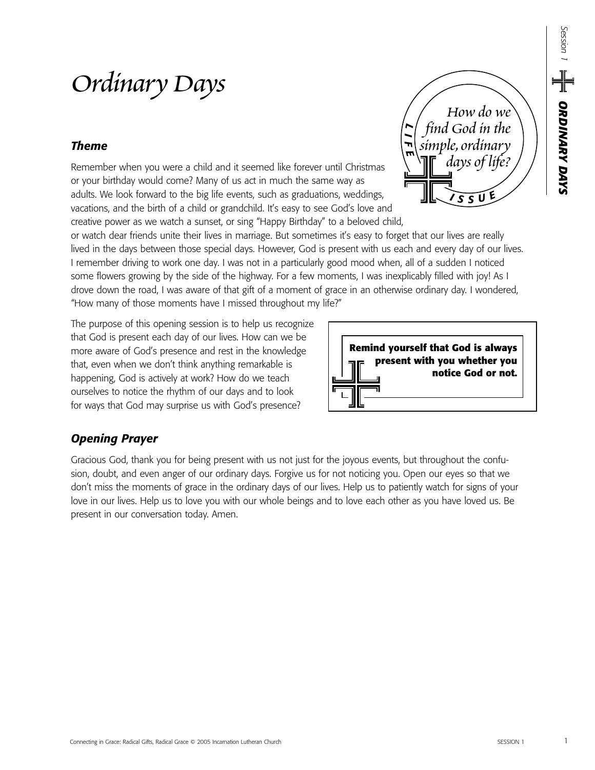# Ordinary Days

> **LIFE ISSUE**
>
> *How do we find God in the simple, ordinary days of life?*

## Theme

Remember when you were a child and it seemed like forever until Christmas or your birthday would come? Many of us act in much the same way as adults. We look forward to the big life events, such as graduations, weddings, vacations, and the birth of a child or grandchild. It's easy to see God's love and creative power as we watch a sunset, or sing "Happy Birthday" to a beloved child, or watch dear friends unite their lives in marriage. But sometimes it's easy to forget that our lives are really lived in the days between those special days. However, God is present with us each and every day of our lives. I remember driving to work one day. I was not in a particularly good mood when, all of a sudden I noticed some flowers growing by the side of the highway. For a few moments, I was inexplicably filled with joy! As I drove down the road, I was aware of that gift of a moment of grace in an otherwise ordinary day. I wondered, "How many of those moments have I missed throughout my life?"

The purpose of this opening session is to help us recognize that God is present each day of our lives. How can we be more aware of God's presence and rest in the knowledge that, even when we don't think anything remarkable is happening, God is actively at work? How do we teach ourselves to notice the rhythm of our days and to look for ways that God may surprise us with God's presence?

> **Remind yourself that God is always present with you whether you notice God or not.**

## Opening Prayer

Gracious God, thank you for being present with us not just for the joyous events, but throughout the confusion, doubt, and even anger of our ordinary days. Forgive us for not noticing you. Open our eyes so that we don't miss the moments of grace in the ordinary days of our lives. Help us to patiently watch for signs of your love in our lives. Help us to love you with our whole beings and to love each other as you have loved us. Be present in our conversation today. Amen.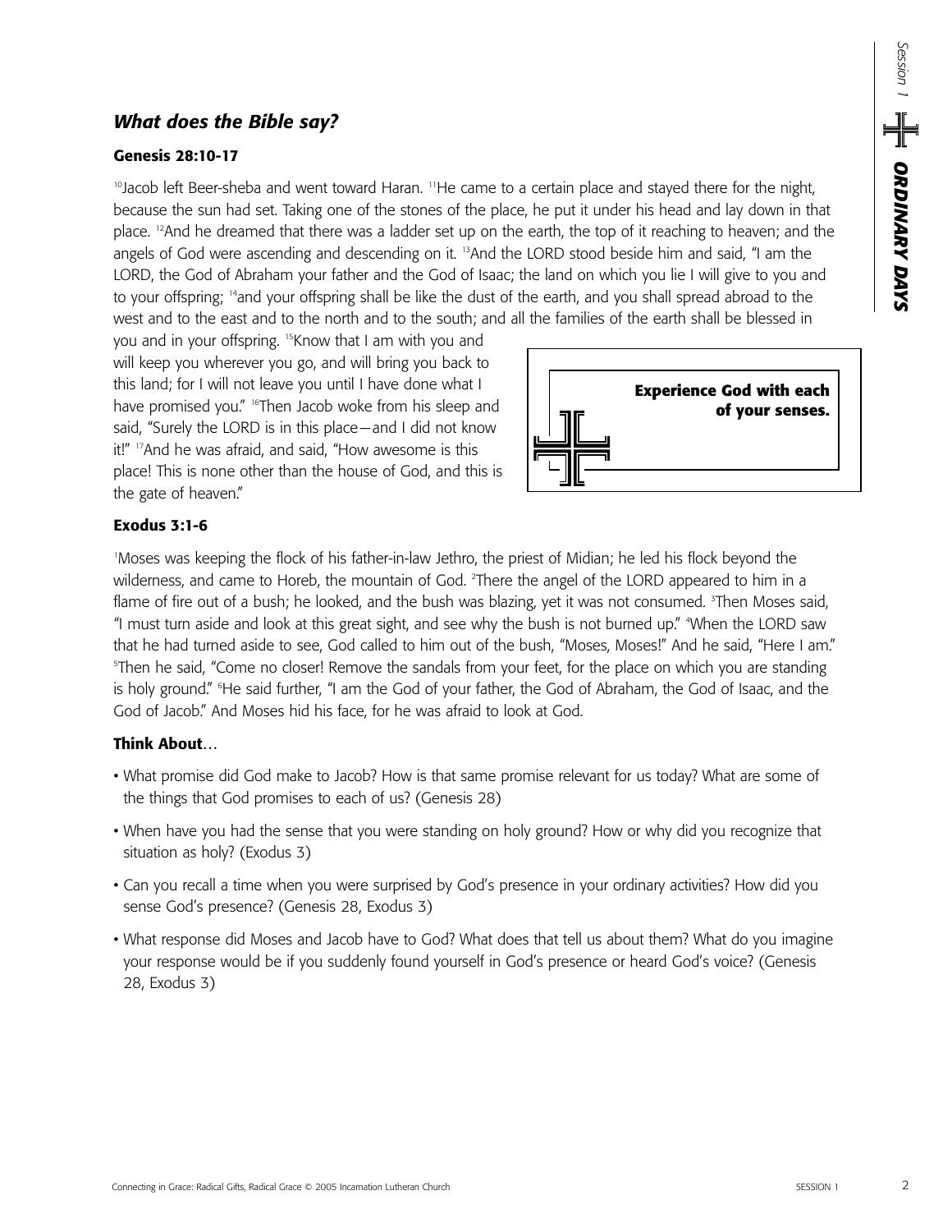## *What does the Bible say?*

### Genesis 28:10-17

[10]Jacob left Beer-sheba and went toward Haran. [11]He came to a certain place and stayed there for the night, because the sun had set. Taking one of the stones of the place, he put it under his head and lay down in that place. [12]And he dreamed that there was a ladder set up on the earth, the top of it reaching to heaven; and the angels of God were ascending and descending on it. [13]And the LORD stood beside him and said, "I am the LORD, the God of Abraham your father and the God of Isaac; the land on which you lie I will give to you and to your offspring; [14]and your offspring shall be like the dust of the earth, and you shall spread abroad to the west and to the east and to the north and to the south; and all the families of the earth shall be blessed in you and in your offspring. [15]Know that I am with you and will keep you wherever you go, and will bring you back to this land; for I will not leave you until I have done what I have promised you." [16]Then Jacob woke from his sleep and said, "Surely the LORD is in this place—and I did not know it!" [17]And he was afraid, and said, "How awesome is this place! This is none other than the house of God, and this is the gate of heaven."

**Experience God with each of your senses.**

### Exodus 3:1-6

[1]Moses was keeping the flock of his father-in-law Jethro, the priest of Midian; he led his flock beyond the wilderness, and came to Horeb, the mountain of God. [2]There the angel of the LORD appeared to him in a flame of fire out of a bush; he looked, and the bush was blazing, yet it was not consumed. [3]Then Moses said, "I must turn aside and look at this great sight, and see why the bush is not burned up." [4]When the LORD saw that he had turned aside to see, God called to him out of the bush, "Moses, Moses!" And he said, "Here I am." [5]Then he said, "Come no closer! Remove the sandals from your feet, for the place on which you are standing is holy ground." [6]He said further, "I am the God of your father, the God of Abraham, the God of Isaac, and the God of Jacob." And Moses hid his face, for he was afraid to look at God.

### Think About…

- What promise did God make to Jacob? How is that same promise relevant for us today? What are some of the things that God promises to each of us? (Genesis 28)
- When have you had the sense that you were standing on holy ground? How or why did you recognize that situation as holy? (Exodus 3)
- Can you recall a time when you were surprised by God's presence in your ordinary activities? How did you sense God's presence? (Genesis 28, Exodus 3)
- What response did Moses and Jacob have to God? What does that tell us about them? What do you imagine your response would be if you suddenly found yourself in God's presence or heard God's voice? (Genesis 28, Exodus 3)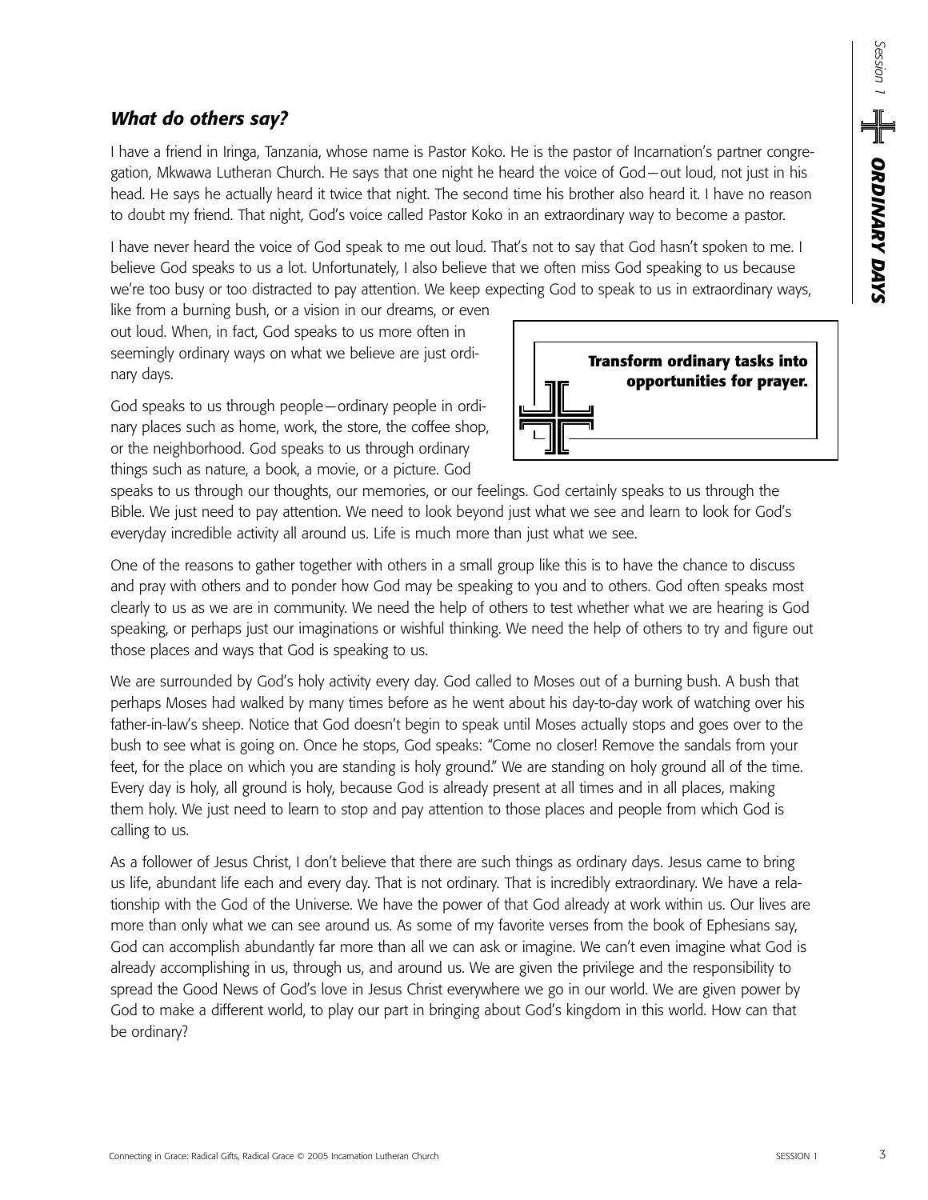## *What do others say?*

I have a friend in Iringa, Tanzania, whose name is Pastor Koko. He is the pastor of Incarnation's partner congregation, Mkwawa Lutheran Church. He says that one night he heard the voice of God—out loud, not just in his head. He says he actually heard it twice that night. The second time his brother also heard it. I have no reason to doubt my friend. That night, God's voice called Pastor Koko in an extraordinary way to become a pastor.

I have never heard the voice of God speak to me out loud. That's not to say that God hasn't spoken to me. I believe God speaks to us a lot. Unfortunately, I also believe that we often miss God speaking to us because we're too busy or too distracted to pay attention. We keep expecting God to speak to us in extraordinary ways, like from a burning bush, or a vision in our dreams, or even out loud. When, in fact, God speaks to us more often in seemingly ordinary ways on what we believe are just ordinary days.

**Transform ordinary tasks into opportunities for prayer.**

God speaks to us through people—ordinary people in ordinary places such as home, work, the store, the coffee shop, or the neighborhood. God speaks to us through ordinary things such as nature, a book, a movie, or a picture. God speaks to us through our thoughts, our memories, or our feelings. God certainly speaks to us through the Bible. We just need to pay attention. We need to look beyond just what we see and learn to look for God's everyday incredible activity all around us. Life is much more than just what we see.

One of the reasons to gather together with others in a small group like this is to have the chance to discuss and pray with others and to ponder how God may be speaking to you and to others. God often speaks most clearly to us as we are in community. We need the help of others to test whether what we are hearing is God speaking, or perhaps just our imaginations or wishful thinking. We need the help of others to try and figure out those places and ways that God is speaking to us.

We are surrounded by God's holy activity every day. God called to Moses out of a burning bush. A bush that perhaps Moses had walked by many times before as he went about his day-to-day work of watching over his father-in-law's sheep. Notice that God doesn't begin to speak until Moses actually stops and goes over to the bush to see what is going on. Once he stops, God speaks: "Come no closer! Remove the sandals from your feet, for the place on which you are standing is holy ground." We are standing on holy ground all of the time. Every day is holy, all ground is holy, because God is already present at all times and in all places, making them holy. We just need to learn to stop and pay attention to those places and people from which God is calling to us.

As a follower of Jesus Christ, I don't believe that there are such things as ordinary days. Jesus came to bring us life, abundant life each and every day. That is not ordinary. That is incredibly extraordinary. We have a relationship with the God of the Universe. We have the power of that God already at work within us. Our lives are more than only what we can see around us. As some of my favorite verses from the book of Ephesians say, God can accomplish abundantly far more than all we can ask or imagine. We can't even imagine what God is already accomplishing in us, through us, and around us. We are given the privilege and the responsibility to spread the Good News of God's love in Jesus Christ everywhere we go in our world. We are given power by God to make a different world, to play our part in bringing about God's kingdom in this world. How can that be ordinary?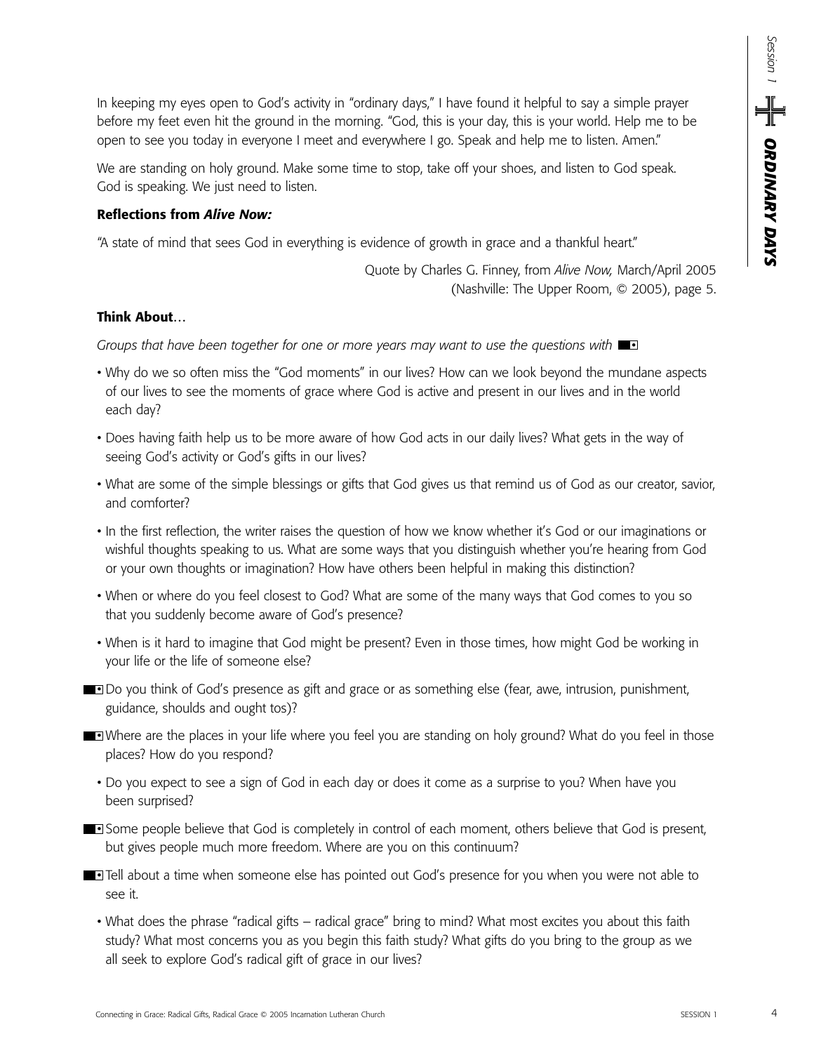In keeping my eyes open to God's activity in "ordinary days," I have found it helpful to say a simple prayer before my feet even hit the ground in the morning. "God, this is your day, this is your world. Help me to be open to see you today in everyone I meet and everywhere I go. Speak and help me to listen. Amen."

We are standing on holy ground. Make some time to stop, take off your shoes, and listen to God speak. God is speaking. We just need to listen.

**Reflections from *Alive Now:***

"A state of mind that sees God in everything is evidence of growth in grace and a thankful heart."

Quote by Charles G. Finney, from *Alive Now,* March/April 2005 (Nashville: The Upper Room, © 2005), page 5.

**Think About**...

*Groups that have been together for one or more years may want to use the questions with* ■▪

- Why do we so often miss the "God moments" in our lives? How can we look beyond the mundane aspects of our lives to see the moments of grace where God is active and present in our lives and in the world each day?
- Does having faith help us to be more aware of how God acts in our daily lives? What gets in the way of seeing God's activity or God's gifts in our lives?
- What are some of the simple blessings or gifts that God gives us that remind us of God as our creator, savior, and comforter?
- In the first reflection, the writer raises the question of how we know whether it's God or our imaginations or wishful thoughts speaking to us. What are some ways that you distinguish whether you're hearing from God or your own thoughts or imagination? How have others been helpful in making this distinction?
- When or where do you feel closest to God? What are some of the many ways that God comes to you so that you suddenly become aware of God's presence?
- When is it hard to imagine that God might be present? Even in those times, how might God be working in your life or the life of someone else?
- ■▪ Do you think of God's presence as gift and grace or as something else (fear, awe, intrusion, punishment, guidance, shoulds and ought tos)?
- ■▪ Where are the places in your life where you feel you are standing on holy ground? What do you feel in those places? How do you respond?
- Do you expect to see a sign of God in each day or does it come as a surprise to you? When have you been surprised?
- ■▪ Some people believe that God is completely in control of each moment, others believe that God is present, but gives people much more freedom. Where are you on this continuum?
- ■▪ Tell about a time when someone else has pointed out God's presence for you when you were not able to see it.
- What does the phrase "radical gifts – radical grace" bring to mind? What most excites you about this faith study? What most concerns you as you begin this faith study? What gifts do you bring to the group as we all seek to explore God's radical gift of grace in our lives?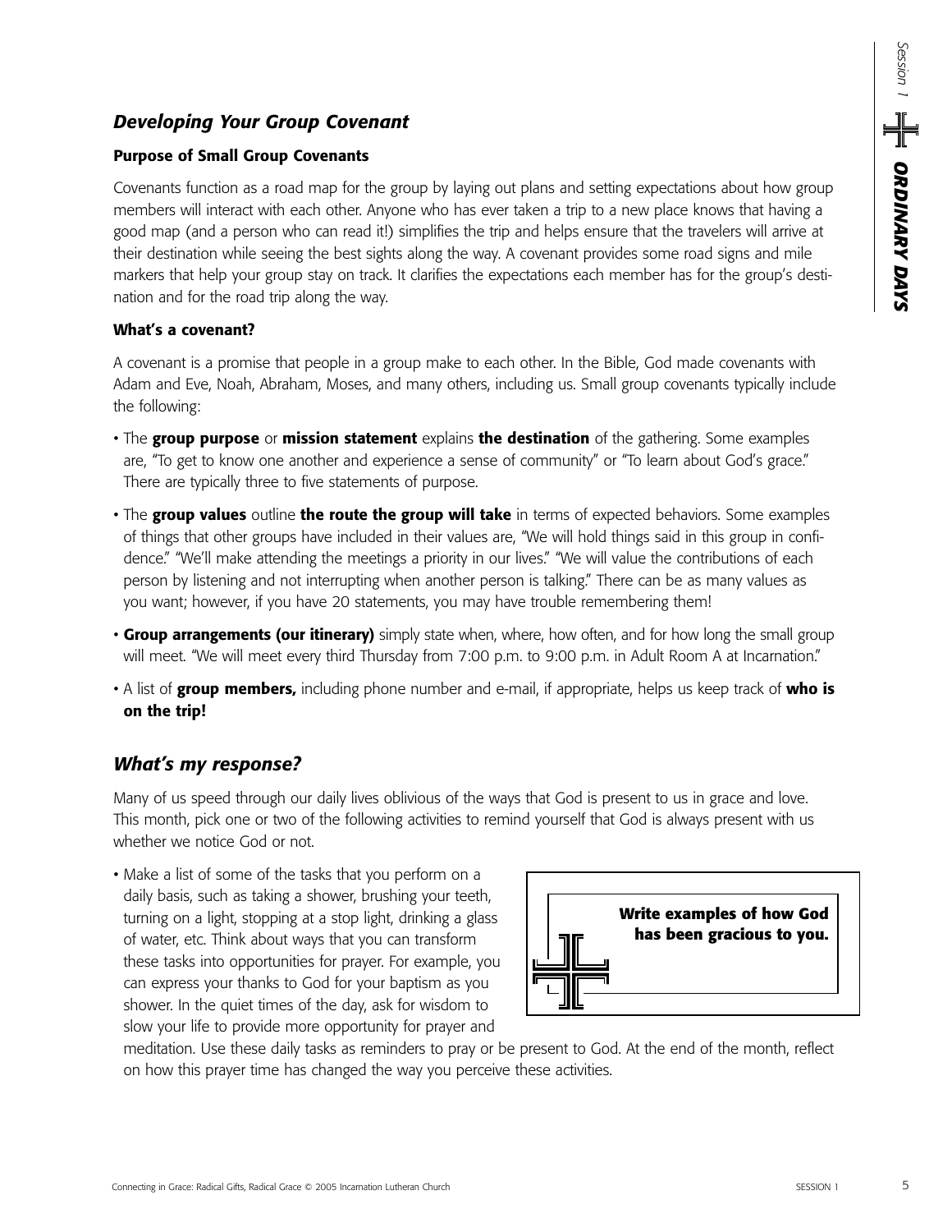## *Developing Your Group Covenant*

### Purpose of Small Group Covenants

Covenants function as a road map for the group by laying out plans and setting expectations about how group members will interact with each other. Anyone who has ever taken a trip to a new place knows that having a good map (and a person who can read it!) simplifies the trip and helps ensure that the travelers will arrive at their destination while seeing the best sights along the way. A covenant provides some road signs and mile markers that help your group stay on track. It clarifies the expectations each member has for the group's destination and for the road trip along the way.

### What's a covenant?

A covenant is a promise that people in a group make to each other. In the Bible, God made covenants with Adam and Eve, Noah, Abraham, Moses, and many others, including us. Small group covenants typically include the following:

- The **group purpose** or **mission statement** explains **the destination** of the gathering. Some examples are, "To get to know one another and experience a sense of community" or "To learn about God's grace." There are typically three to five statements of purpose.
- The **group values** outline **the route the group will take** in terms of expected behaviors. Some examples of things that other groups have included in their values are, "We will hold things said in this group in confidence." "We'll make attending the meetings a priority in our lives." "We will value the contributions of each person by listening and not interrupting when another person is talking." There can be as many values as you want; however, if you have 20 statements, you may have trouble remembering them!
- **Group arrangements (our itinerary)** simply state when, where, how often, and for how long the small group will meet. "We will meet every third Thursday from 7:00 p.m. to 9:00 p.m. in Adult Room A at Incarnation."
- A list of **group members,** including phone number and e-mail, if appropriate, helps us keep track of **who is on the trip!**

## *What's my response?*

Many of us speed through our daily lives oblivious of the ways that God is present to us in grace and love. This month, pick one or two of the following activities to remind yourself that God is always present with us whether we notice God or not.

- Make a list of some of the tasks that you perform on a daily basis, such as taking a shower, brushing your teeth, turning on a light, stopping at a stop light, drinking a glass of water, etc. Think about ways that you can transform these tasks into opportunities for prayer. For example, you can express your thanks to God for your baptism as you shower. In the quiet times of the day, ask for wisdom to slow your life to provide more opportunity for prayer and meditation. Use these daily tasks as reminders to pray or be present to God. At the end of the month, reflect on how this prayer time has changed the way you perceive these activities.

**Write examples of how God has been gracious to you.**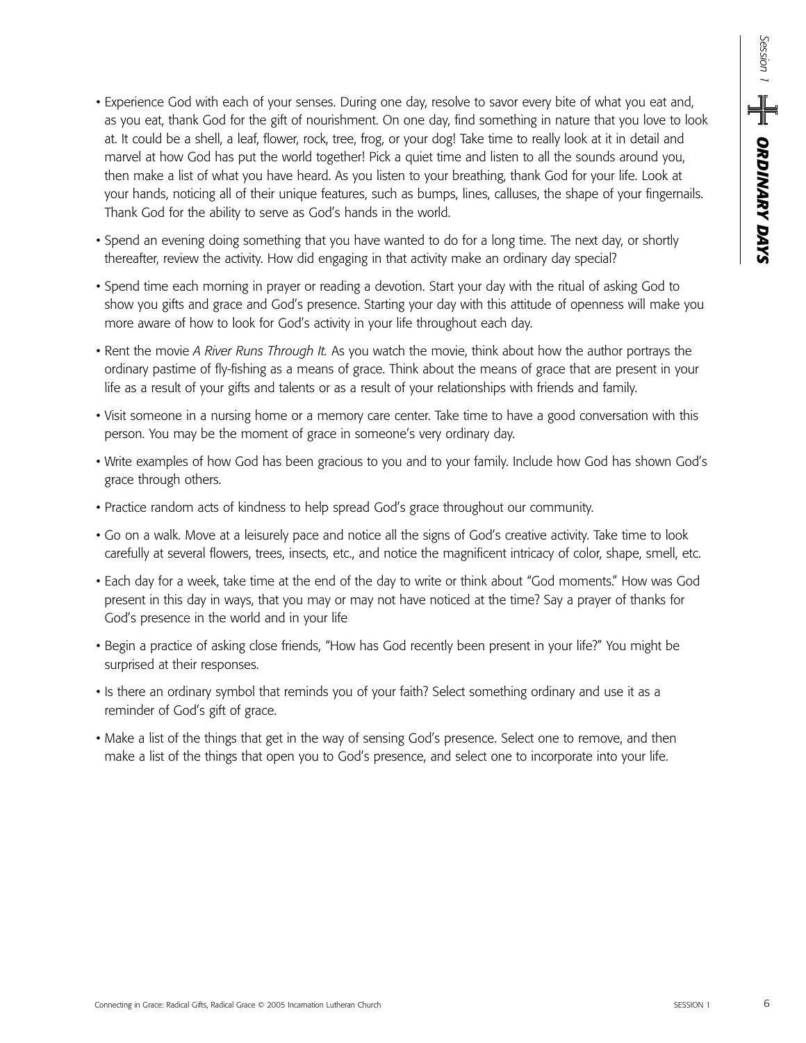- Experience God with each of your senses. During one day, resolve to savor every bite of what you eat and, as you eat, thank God for the gift of nourishment. On one day, find something in nature that you love to look at. It could be a shell, a leaf, flower, rock, tree, frog, or your dog! Take time to really look at it in detail and marvel at how God has put the world together! Pick a quiet time and listen to all the sounds around you, then make a list of what you have heard. As you listen to your breathing, thank God for your life. Look at your hands, noticing all of their unique features, such as bumps, lines, calluses, the shape of your fingernails. Thank God for the ability to serve as God's hands in the world.
- Spend an evening doing something that you have wanted to do for a long time. The next day, or shortly thereafter, review the activity. How did engaging in that activity make an ordinary day special?
- Spend time each morning in prayer or reading a devotion. Start your day with the ritual of asking God to show you gifts and grace and God's presence. Starting your day with this attitude of openness will make you more aware of how to look for God's activity in your life throughout each day.
- Rent the movie *A River Runs Through It.* As you watch the movie, think about how the author portrays the ordinary pastime of fly-fishing as a means of grace. Think about the means of grace that are present in your life as a result of your gifts and talents or as a result of your relationships with friends and family.
- Visit someone in a nursing home or a memory care center. Take time to have a good conversation with this person. You may be the moment of grace in someone's very ordinary day.
- Write examples of how God has been gracious to you and to your family. Include how God has shown God's grace through others.
- Practice random acts of kindness to help spread God's grace throughout our community.
- Go on a walk. Move at a leisurely pace and notice all the signs of God's creative activity. Take time to look carefully at several flowers, trees, insects, etc., and notice the magnificent intricacy of color, shape, smell, etc.
- Each day for a week, take time at the end of the day to write or think about "God moments." How was God present in this day in ways, that you may or may not have noticed at the time? Say a prayer of thanks for God's presence in the world and in your life
- Begin a practice of asking close friends, "How has God recently been present in your life?" You might be surprised at their responses.
- Is there an ordinary symbol that reminds you of your faith? Select something ordinary and use it as a reminder of God's gift of grace.
- Make a list of the things that get in the way of sensing God's presence. Select one to remove, and then make a list of the things that open you to God's presence, and select one to incorporate into your life.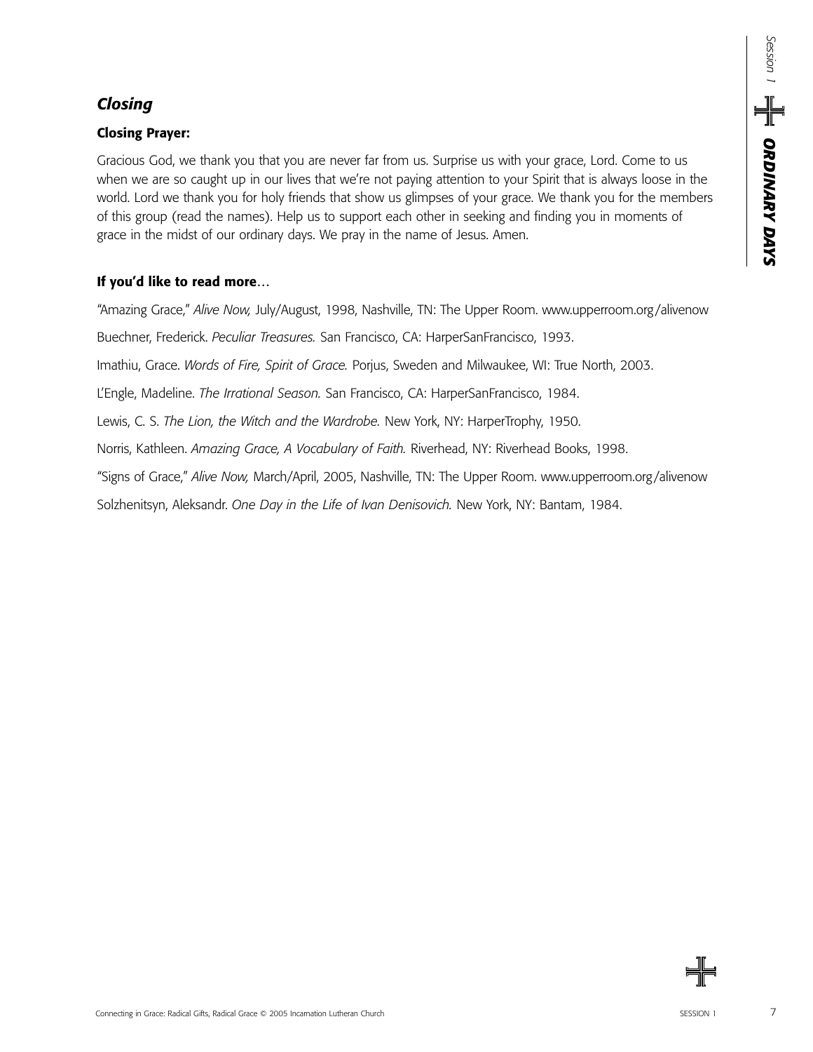## *Closing*

### Closing Prayer:

Gracious God, we thank you that you are never far from us. Surprise us with your grace, Lord. Come to us when we are so caught up in our lives that we're not paying attention to your Spirit that is always loose in the world. Lord we thank you for holy friends that show us glimpses of your grace. We thank you for the members of this group (read the names). Help us to support each other in seeking and finding you in moments of grace in the midst of our ordinary days. We pray in the name of Jesus. Amen.

### If you'd like to read more…

"Amazing Grace," *Alive Now,* July/August, 1998, Nashville, TN: The Upper Room. www.upperroom.org/alivenow

Buechner, Frederick. *Peculiar Treasures.* San Francisco, CA: HarperSanFrancisco, 1993.

Imathiu, Grace. *Words of Fire, Spirit of Grace.* Porjus, Sweden and Milwaukee, WI: True North, 2003.

L'Engle, Madeline. *The Irrational Season.* San Francisco, CA: HarperSanFrancisco, 1984.

Lewis, C. S. *The Lion, the Witch and the Wardrobe.* New York, NY: HarperTrophy, 1950.

Norris, Kathleen. *Amazing Grace, A Vocabulary of Faith.* Riverhead, NY: Riverhead Books, 1998.

"Signs of Grace," *Alive Now,* March/April, 2005, Nashville, TN: The Upper Room. www.upperroom.org/alivenow

Solzhenitsyn, Aleksandr. *One Day in the Life of Ivan Denisovich.* New York, NY: Bantam, 1984.